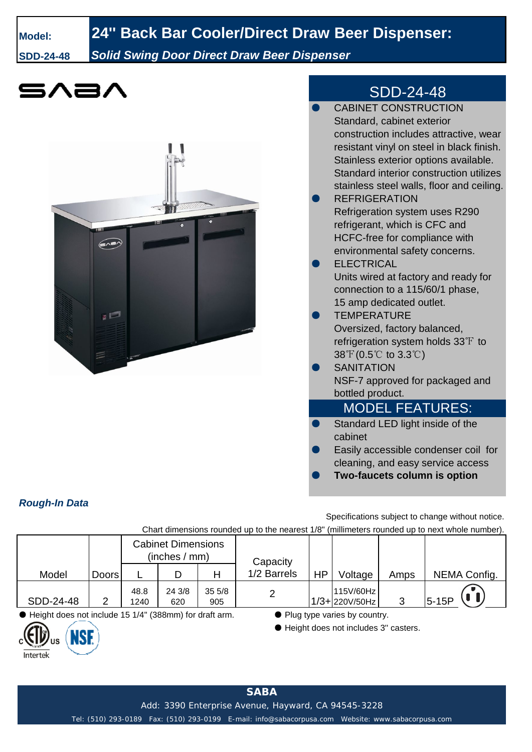**Model:** **SDD-24-48**

# 24" Back Bar Cooler/Direct Draw Beer Dispenser:

***Solid Swing Door Direct Draw Beer Dispenser***

SABA

## SDD-24-48

- CABINET CONSTRUCTION
  Standard, cabinet exterior construction includes attractive, wear resistant vinyl on steel in black finish. Stainless exterior options available. Standard interior construction utilizes stainless steel walls, floor and ceiling.
- REFRIGERATION
  Refrigeration system uses R290 refrigerant, which is CFC and HCFC-free for compliance with environmental safety concerns.
- ELECTRICAL
  Units wired at factory and ready for connection to a 115/60/1 phase, 15 amp dedicated outlet.
- TEMPERATURE
  Oversized, factory balanced, refrigeration system holds 33℉ to 38℉(0.5℃ to 3.3℃)
- SANITATION
  NSF-7 approved for packaged and bottled product.

## MODEL FEATURES:

- Standard LED light inside of the cabinet
- Easily accessible condenser coil for cleaning, and easy service access
- **Two-faucets column is option**

***Rough-In Data***

Specifications subject to change without notice.

Chart dimensions rounded up to the nearest 1/8" (millimeters rounded up to next whole number).

| Model | Doors | Cabinet Dimensions (inches / mm) | | | Capacity 1/2 Barrels | HP | Voltage | Amps | NEMA Config. |
|---|---|---|---|---|---|---|---|---|---|
| | | L | D | H | | | | | |
| SDD-24-48 | 2 | 48.8<br>1240 | 24 3/8<br>620 | 35 5/8<br>905 | 2 | 1/3+ | 115V/60Hz<br>220V/50Hz | 3 | 5-15P |

- Height does not include 15 1/4" (388mm) for draft arm.
- Plug type varies by country.
- Height does not includes 3" casters.

Intertek

**SABA**

Add: 3390 Enterprise Avenue, Hayward, CA 94545-3228

Tel: (510) 293-0189 Fax: (510) 293-0199 E-mail: info@sabacorpusa.com Website: www.sabacorpusa.com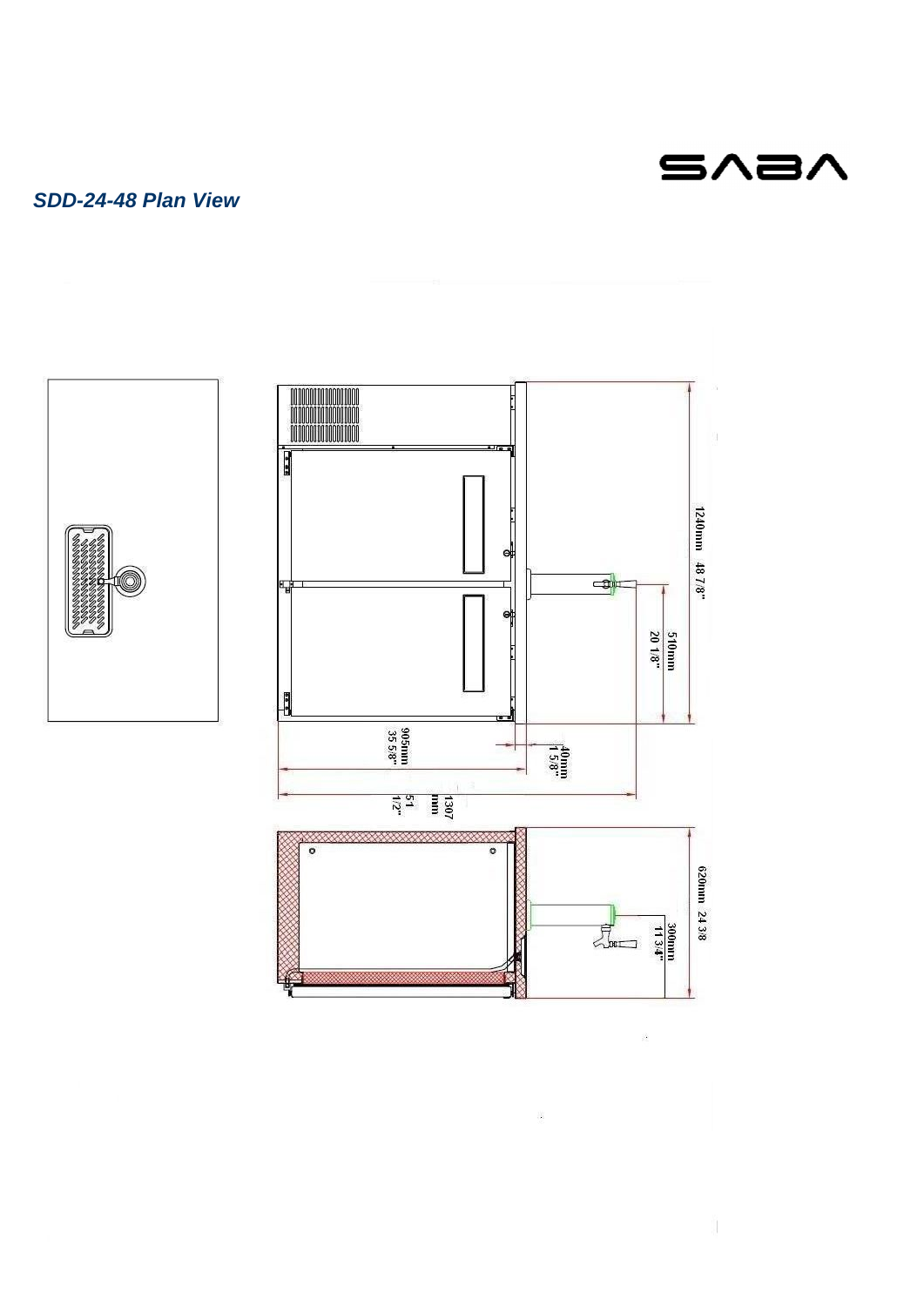# SDD-24-48 Plan View

1240mm 48 7/8"

510mm
20 1/8"

905mm
35 5/8"

40mm
1 5/8"

1307
mm
51
1/2"

620mm 24 3/8

300mm
11 3/4"